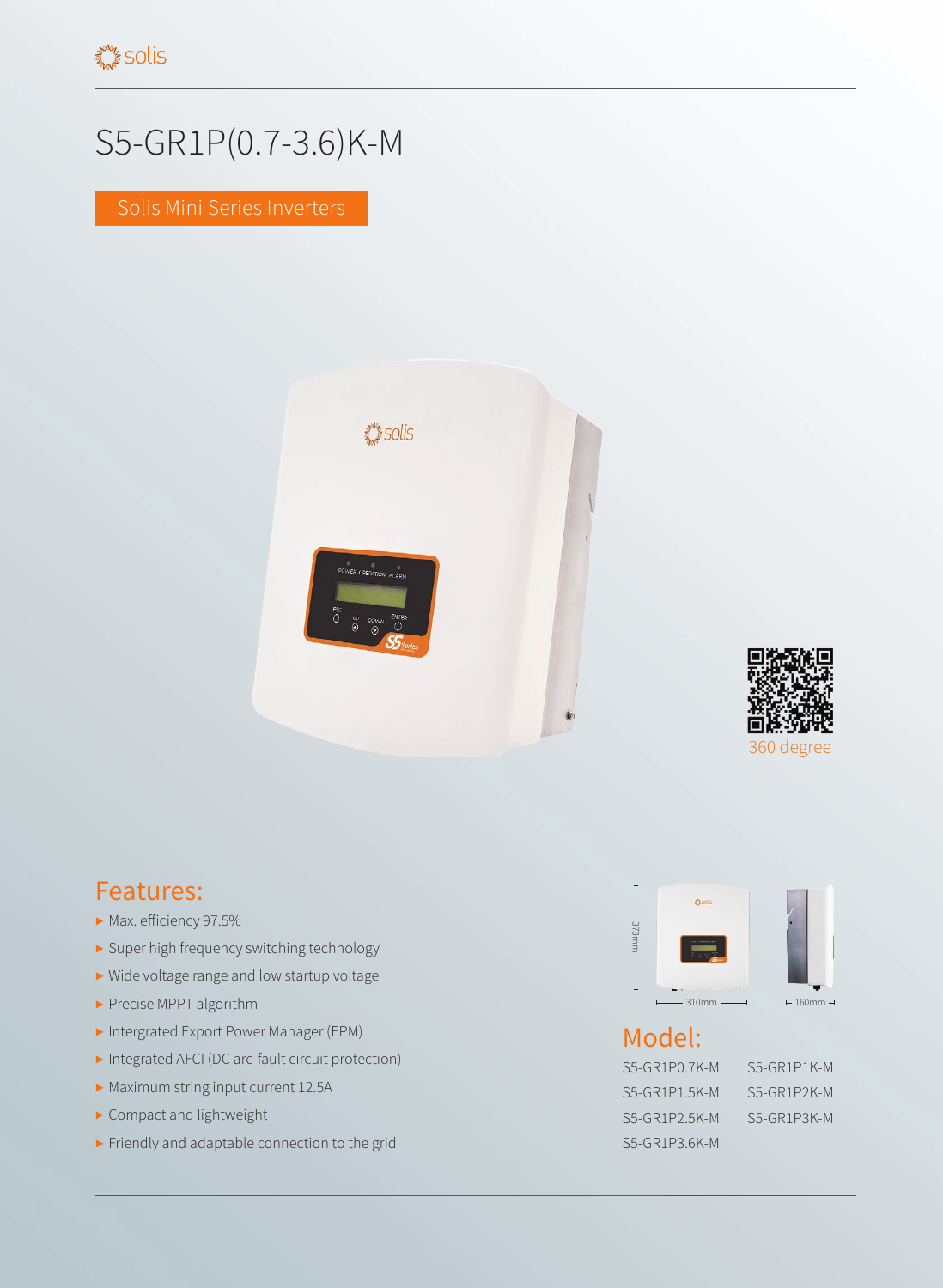# S5-GR1P(0.7-3.6)K-M

Solis Mini Series Inverters

360 degree

## Features:

- Max. efficiency 97.5%
- Super high frequency switching technology
- Wide voltage range and low startup voltage
- Precise MPPT algorithm
- Intergrated Export Power Manager (EPM)
- Integrated AFCI (DC arc-fault circuit protection)
- Maximum string input current 12.5A
- Compact and lightweight
- Friendly and adaptable connection to the grid

373mm

310mm

160mm

## Model:

| | |
|---|---|
| S5-GR1P0.7K-M | S5-GR1P1K-M |
| S5-GR1P1.5K-M | S5-GR1P2K-M |
| S5-GR1P2.5K-M | S5-GR1P3K-M |
| S5-GR1P3.6K-M | |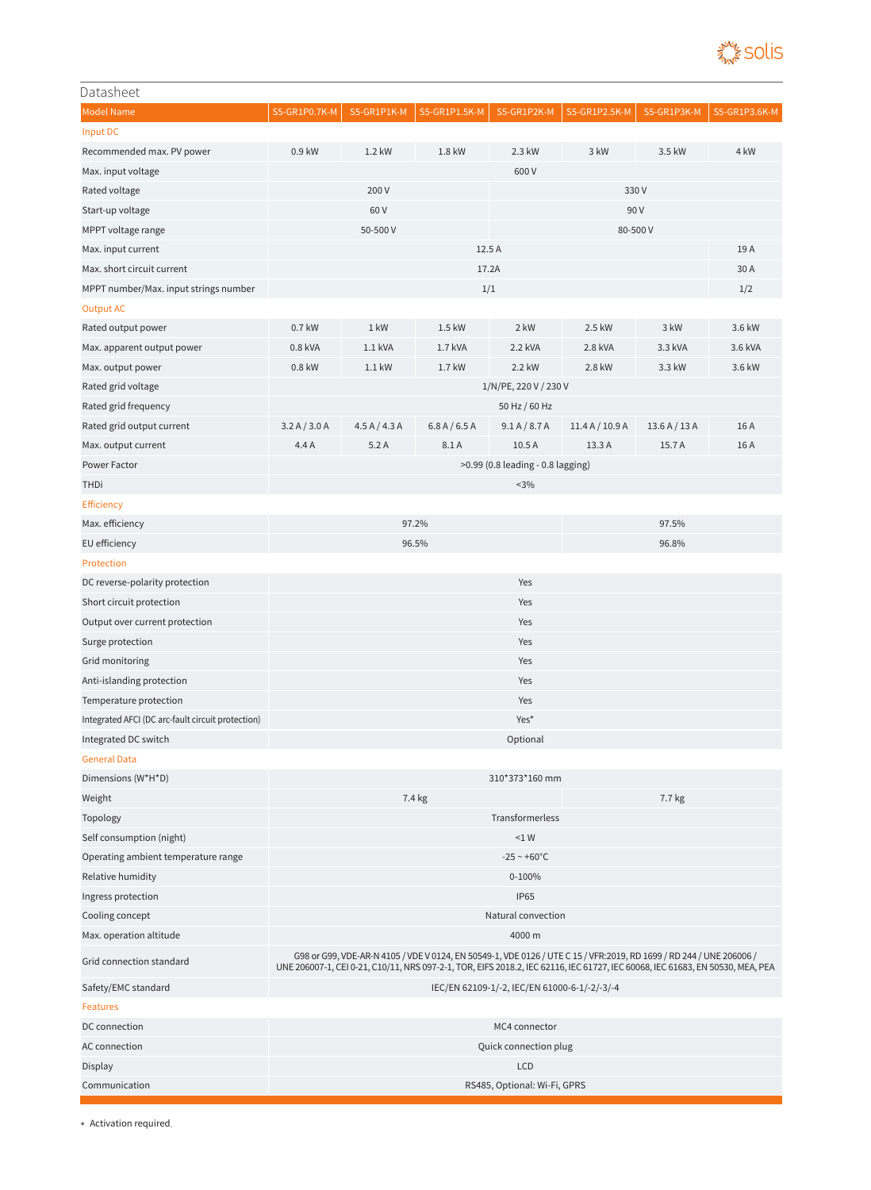## Datasheet

| Model Name | S5-GR1P0.7K-M | S5-GR1P1K-M | S5-GR1P1.5K-M | S5-GR1P2K-M | S5-GR1P2.5K-M | S5-GR1P3K-M | S5-GR1P3.6K-M |
|---|---|---|---|---|---|---|---|
| **Input DC** | | | | | | | |
| Recommended max. PV power | 0.9 kW | 1.2 kW | 1.8 kW | 2.3 kW | 3 kW | 3.5 kW | 4 kW |
| Max. input voltage | 600 V | | | | | | |
| Rated voltage | 200 V | | | 330 V | | | |
| Start-up voltage | 60 V | | | 90 V | | | |
| MPPT voltage range | 50-500 V | | | 80-500 V | | | |
| Max. input current | 12.5 A | | | | | | 19 A |
| Max. short circuit current | 17.2A | | | | | | 30 A |
| MPPT number/Max. input strings number | 1/1 | | | | | | 1/2 |
| **Output AC** | | | | | | | |
| Rated output power | 0.7 kW | 1 kW | 1.5 kW | 2 kW | 2.5 kW | 3 kW | 3.6 kW |
| Max. apparent output power | 0.8 kVA | 1.1 kVA | 1.7 kVA | 2.2 kVA | 2.8 kVA | 3.3 kVA | 3.6 kVA |
| Max. output power | 0.8 kW | 1.1 kW | 1.7 kW | 2.2 kW | 2.8 kW | 3.3 kW | 3.6 kW |
| Rated grid voltage | 1/N/PE, 220 V / 230 V | | | | | | |
| Rated grid frequency | 50 Hz / 60 Hz | | | | | | |
| Rated grid output current | 3.2 A / 3.0 A | 4.5 A / 4.3 A | 6.8 A / 6.5 A | 9.1 A / 8.7 A | 11.4 A / 10.9 A | 13.6 A / 13 A | 16 A |
| Max. output current | 4.4 A | 5.2 A | 8.1 A | 10.5 A | 13.3 A | 15.7 A | 16 A |
| Power Factor | >0.99 (0.8 leading - 0.8 lagging) | | | | | | |
| THDi | <3% | | | | | | |
| **Efficiency** | | | | | | | |
| Max. efficiency | 97.2% | | | | 97.5% | | |
| EU efficiency | 96.5% | | | | 96.8% | | |
| **Protection** | | | | | | | |
| DC reverse-polarity protection | Yes | | | | | | |
| Short circuit protection | Yes | | | | | | |
| Output over current protection | Yes | | | | | | |
| Surge protection | Yes | | | | | | |
| Grid monitoring | Yes | | | | | | |
| Anti-islanding protection | Yes | | | | | | |
| Temperature protection | Yes | | | | | | |
| Integrated AFCI (DC arc-fault circuit protection) | Yes* | | | | | | |
| Integrated DC switch | Optional | | | | | | |
| **General Data** | | | | | | | |
| Dimensions (W*H*D) | 310*373*160 mm | | | | | | |
| Weight | 7.4 kg | | | | 7.7 kg | | |
| Topology | Transformerless | | | | | | |
| Self consumption (night) | <1 W | | | | | | |
| Operating ambient temperature range | -25 ~ +60℃ | | | | | | |
| Relative humidity | 0-100% | | | | | | |
| Ingress protection | IP65 | | | | | | |
| Cooling concept | Natural convection | | | | | | |
| Max. operation altitude | 4000 m | | | | | | |
| Grid connection standard | G98 or G99, VDE-AR-N 4105 / VDE V 0124, EN 50549-1, VDE 0126 / UTE C 15 / VFR:2019, RD 1699 / RD 244 / UNE 206006 / UNE 206007-1, CEI 0-21, C10/11, NRS 097-2-1, TOR, EIFS 2018.2, IEC 62116, IEC 61727, IEC 60068, IEC 61683, EN 50530, MEA, PEA | | | | | | |
| Safety/EMC standard | IEC/EN 62109-1/-2, IEC/EN 61000-6-1/-2/-3/-4 | | | | | | |
| **Features** | | | | | | | |
| DC connection | MC4 connector | | | | | | |
| AC connection | Quick connection plug | | | | | | |
| Display | LCD | | | | | | |
| Communication | RS485, Optional: Wi-Fi, GPRS | | | | | | |

* Activation required.